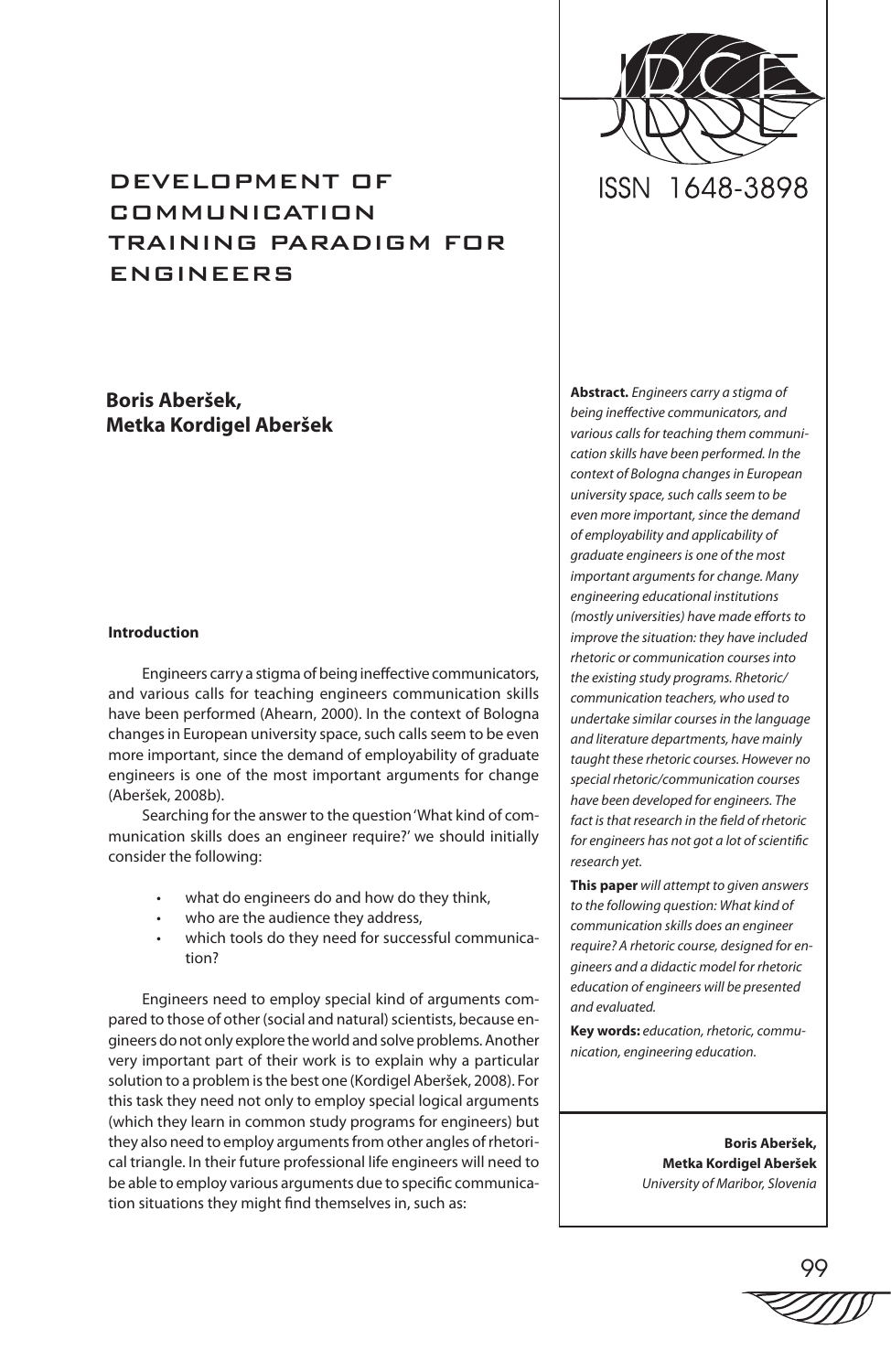# DEVELOPMENT OF COMMUNICATION TRAINING PARADIGM FOR ENGINEERS

ISSN 1648-3898

**Boris Aberšek, Metka Kordigel Aberšek**

**Abstract.** *Engineers carry a stigma of being ineffective communicators, and various calls for teaching them communication skills have been performed. In the context of Bologna changes in European university space, such calls seem to be even more important, since the demand of employability and applicability of graduate engineers is one of the most important arguments for change. Many engineering educational institutions (mostly universities) have made efforts to improve the situation: they have included rhetoric or communication courses into the existing study programs. Rhetoric/ communication teachers, who used to undertake similar courses in the language and literature departments, have mainly taught these rhetoric courses. However no special rhetoric/communication courses have been developed for engineers. The fact is that research in the field of rhetoric for engineers has not got a lot of scientific research yet.*

**This paper** *will attempt to given answers to the following question: What kind of communication skills does an engineer require? A rhetoric course, designed for engineers and a didactic model for rhetoric education of engineers will be presented and evaluated.*

**Key words:** *education, rhetoric, communication, engineering education.*

**Boris Aberšek, Metka Kordigel Aberšek**
*University of Maribor, Slovenia*

## Introduction

Engineers carry a stigma of being ineffective communicators, and various calls for teaching engineers communication skills have been performed (Ahearn, 2000). In the context of Bologna changes in European university space, such calls seem to be even more important, since the demand of employability of graduate engineers is one of the most important arguments for change (Aberšek, 2008b).

Searching for the answer to the question 'What kind of communication skills does an engineer require?' we should initially consider the following:

- what do engineers do and how do they think,
- who are the audience they address,
- which tools do they need for successful communication?

Engineers need to employ special kind of arguments compared to those of other (social and natural) scientists, because engineers do not only explore the world and solve problems. Another very important part of their work is to explain why a particular solution to a problem is the best one (Kordigel Aberšek, 2008). For this task they need not only to employ special logical arguments (which they learn in common study programs for engineers) but they also need to employ arguments from other angles of rhetorical triangle. In their future professional life engineers will need to be able to employ various arguments due to specific communication situations they might find themselves in, such as: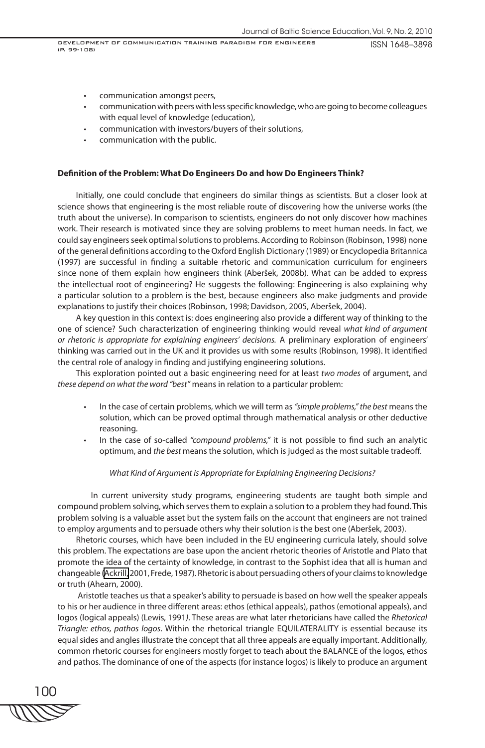- communication amongst peers,
- communication with peers with less specific knowledge, who are going to become colleagues with equal level of knowledge (education),
- communication with investors/buyers of their solutions,
- communication with the public.

**Definition of the Problem: What Do Engineers Do and how Do Engineers Think?**

Initially, one could conclude that engineers do similar things as scientists. But a closer look at science shows that engineering is the most reliable route of discovering how the universe works (the truth about the universe). In comparison to scientists, engineers do not only discover how machines work. Their research is motivated since they are solving problems to meet human needs. In fact, we could say engineers seek optimal solutions to problems. According to Robinson (Robinson, 1998) none of the general definitions according to the Oxford English Dictionary (1989) or Encyclopedia Britannica (1997) are successful in finding a suitable rhetoric and communication curriculum for engineers since none of them explain how engineers think (Aberšek, 2008b). What can be added to express the intellectual root of engineering? He suggests the following: Engineering is also explaining why a particular solution to a problem is the best, because engineers also make judgments and provide explanations to justify their choices (Robinson, 1998; Davidson, 2005, Aberšek, 2004).

A key question in this context is: does engineering also provide a different way of thinking to the one of science? Such characterization of engineering thinking would reveal *what kind of argument or rhetoric is appropriate for explaining engineers' decisions.* A preliminary exploration of engineers' thinking was carried out in the UK and it provides us with some results (Robinson, 1998). It identified the central role of analogy in finding and justifying engineering solutions.

This exploration pointed out a basic engineering need for at least *two modes* of argument, and *these depend on what the word "best"* means in relation to a particular problem:

- In the case of certain problems, which we will term as *"simple problems," the best* means the solution, which can be proved optimal through mathematical analysis or other deductive reasoning.
- In the case of so-called *"compound problems,"* it is not possible to find such an analytic optimum, and *the best* means the solution, which is judged as the most suitable tradeoff.

*What Kind of Argument is Appropriate for Explaining Engineering Decisions?*

In current university study programs, engineering students are taught both simple and compound problem solving, which serves them to explain a solution to a problem they had found. This problem solving is a valuable asset but the system fails on the account that engineers are not trained to employ arguments and to persuade others why their solution is the best one (Aberšek, 2003).

Rhetoric courses, which have been included in the EU engineering curricula lately, should solve this problem. The expectations are base upon the ancient rhetoric theories of Aristotle and Plato that promote the idea of the certainty of knowledge, in contrast to the Sophist idea that all is human and changeable (Ackrill, 2001, Frede, 1987). Rhetoric is about persuading others of your claims to knowledge or truth (Ahearn, 2000).

Aristotle teaches us that a speaker's ability to persuade is based on how well the speaker appeals to his or her audience in three different areas: ethos (ethical appeals), pathos (emotional appeals), and logos (logical appeals) (Lewis, 1991*)*. These areas are what later rhetoricians have called the *Rhetorical Triangle: ethos, pathos logos*. Within the rhetorical triangle EQUILATERALITY is essential because its equal sides and angles illustrate the concept that all three appeals are equally important. Additionally, common rhetoric courses for engineers mostly forget to teach about the BALANCE of the logos, ethos and pathos. The dominance of one of the aspects (for instance logos) is likely to produce an argument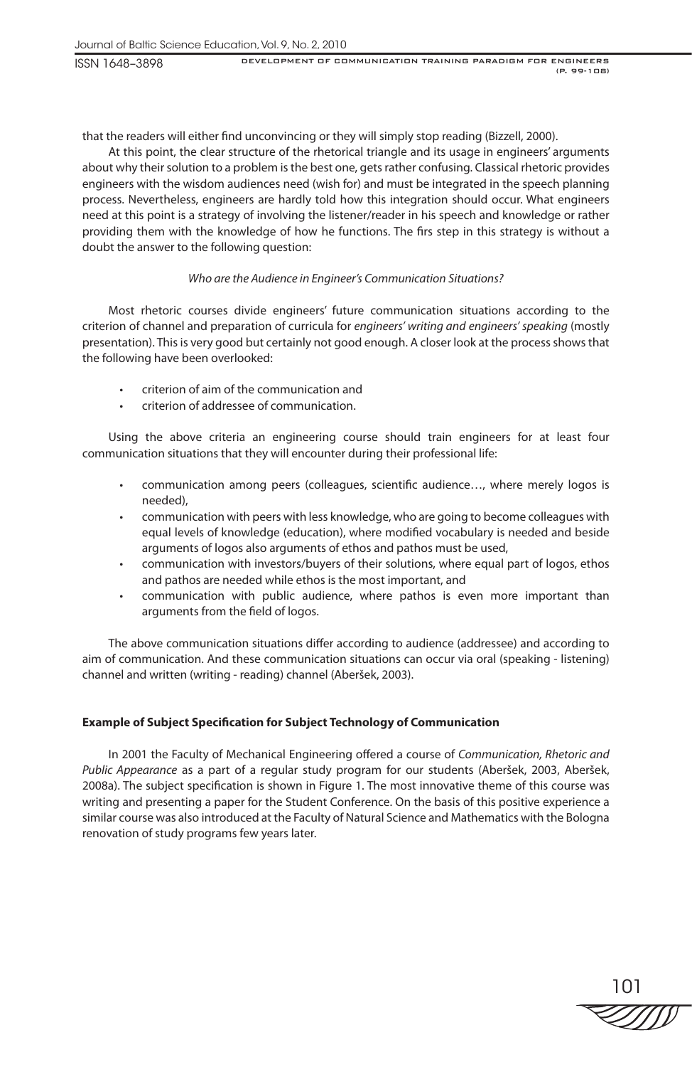that the readers will either find unconvincing or they will simply stop reading (Bizzell, 2000).

At this point, the clear structure of the rhetorical triangle and its usage in engineers' arguments about why their solution to a problem is the best one, gets rather confusing. Classical rhetoric provides engineers with the wisdom audiences need (wish for) and must be integrated in the speech planning process. Nevertheless, engineers are hardly told how this integration should occur. What engineers need at this point is a strategy of involving the listener/reader in his speech and knowledge or rather providing them with the knowledge of how he functions. The firs step in this strategy is without a doubt the answer to the following question:

*Who are the Audience in Engineer's Communication Situations?*

Most rhetoric courses divide engineers' future communication situations according to the criterion of channel and preparation of curricula for *engineers' writing and engineers' speaking* (mostly presentation). This is very good but certainly not good enough. A closer look at the process shows that the following have been overlooked:

- criterion of aim of the communication and
- criterion of addressee of communication.

Using the above criteria an engineering course should train engineers for at least four communication situations that they will encounter during their professional life:

- communication among peers (colleagues, scientific audience…, where merely logos is needed),
- communication with peers with less knowledge, who are going to become colleagues with equal levels of knowledge (education), where modified vocabulary is needed and beside arguments of logos also arguments of ethos and pathos must be used,
- communication with investors/buyers of their solutions, where equal part of logos, ethos and pathos are needed while ethos is the most important, and
- communication with public audience, where pathos is even more important than arguments from the field of logos.

The above communication situations differ according to audience (addressee) and according to aim of communication. And these communication situations can occur via oral (speaking - listening) channel and written (writing - reading) channel (Aberšek, 2003).

**Example of Subject Specification for Subject Technology of Communication**

In 2001 the Faculty of Mechanical Engineering offered a course of *Communication, Rhetoric and Public Appearance* as a part of a regular study program for our students (Aberšek, 2003, Aberšek, 2008a). The subject specification is shown in Figure 1. The most innovative theme of this course was writing and presenting a paper for the Student Conference. On the basis of this positive experience a similar course was also introduced at the Faculty of Natural Science and Mathematics with the Bologna renovation of study programs few years later.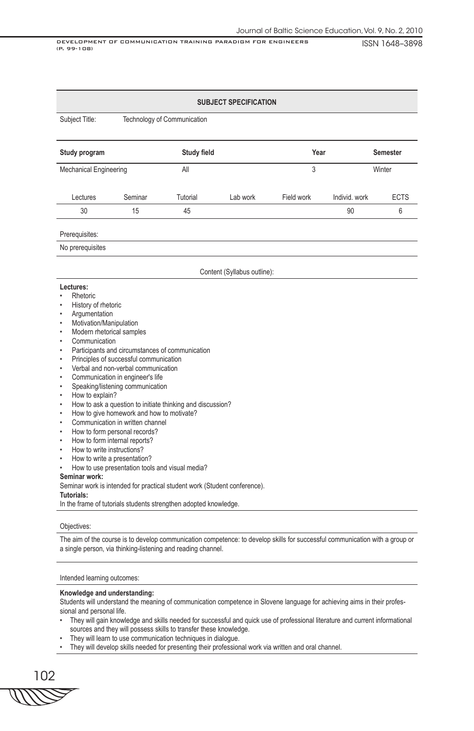| SUBJECT SPECIFICATION | | | | | | |
|---|---|---|---|---|---|---|
| Subject Title: | Technology of Communication | | | | | |

| **Study program** | | **Study field** | | **Year** | | **Semester** |
|---|---|---|---|---|---|---|
| Mechanical Engineering | | All | | 3 | | Winter |
| Lectures | Seminar | Tutorial | Lab work | Field work | Individ. work | ECTS |
| 30 | 15 | 45 | | | 90 | 6 |

Prerequisites:

No prerequisites

Content (Syllabus outline):

**Lectures:**

- Rhetoric
- History of rhetoric
- Argumentation
- Motivation/Manipulation
- Modern rhetorical samples
- Communication
- Participants and circumstances of communication
- Principles of successful communication
- Verbal and non-verbal communication
- Communication in engineer's life
- Speaking/listening communication
- How to explain?
- How to ask a question to initiate thinking and discussion?
- How to give homework and how to motivate?
- Communication in written channel
- How to form personal records?
- How to form internal reports?
- How to write instructions?
- How to write a presentation?
- How to use presentation tools and visual media?

**Seminar work:**

Seminar work is intended for practical student work (Student conference).

**Tutorials:**

In the frame of tutorials students strengthen adopted knowledge.

Objectives:

The aim of the course is to develop communication competence: to develop skills for successful communication with a group or a single person, via thinking-listening and reading channel.

Intended learning outcomes:

**Knowledge and understanding:**

Students will understand the meaning of communication competence in Slovene language for achieving aims in their professional and personal life.

- They will gain knowledge and skills needed for successful and quick use of professional literature and current informational sources and they will possess skills to transfer these knowledge.
- They will learn to use communication techniques in dialogue.
- They will develop skills needed for presenting their professional work via written and oral channel.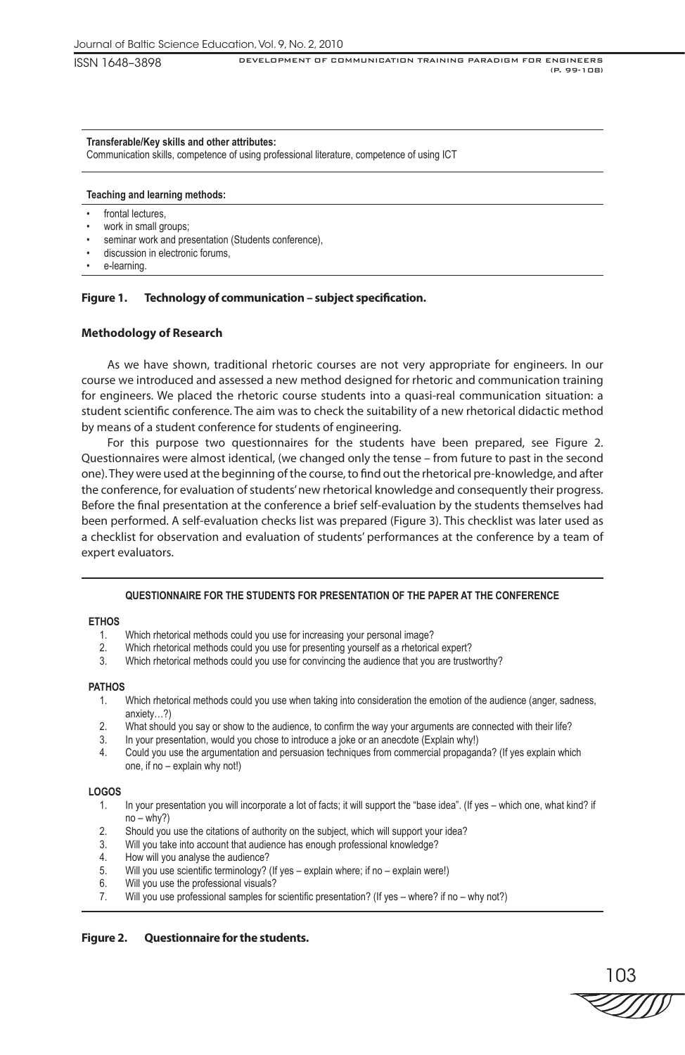**Transferable/Key skills and other attributes:**
Communication skills, competence of using professional literature, competence of using ICT

**Teaching and learning methods:**

- frontal lectures,
- work in small groups;
- seminar work and presentation (Students conference),
- discussion in electronic forums,
- e-learning.

**Figure 1. Technology of communication – subject specification.**

### Methodology of Research

As we have shown, traditional rhetoric courses are not very appropriate for engineers. In our course we introduced and assessed a new method designed for rhetoric and communication training for engineers. We placed the rhetoric course students into a quasi-real communication situation: a student scientific conference. The aim was to check the suitability of a new rhetorical didactic method by means of a student conference for students of engineering.

For this purpose two questionnaires for the students have been prepared, see Figure 2. Questionnaires were almost identical, (we changed only the tense – from future to past in the second one). They were used at the beginning of the course, to find out the rhetorical pre-knowledge, and after the conference, for evaluation of students' new rhetorical knowledge and consequently their progress. Before the final presentation at the conference a brief self-evaluation by the students themselves had been performed. A self-evaluation checks list was prepared (Figure 3). This checklist was later used as a checklist for observation and evaluation of students' performances at the conference by a team of expert evaluators.

**QUESTIONNAIRE FOR THE STUDENTS FOR PRESENTATION OF THE PAPER AT THE CONFERENCE**

**ETHOS**

1. Which rhetorical methods could you use for increasing your personal image?
2. Which rhetorical methods could you use for presenting yourself as a rhetorical expert?
3. Which rhetorical methods could you use for convincing the audience that you are trustworthy?

**PATHOS**

1. Which rhetorical methods could you use when taking into consideration the emotion of the audience (anger, sadness, anxiety…?)
2. What should you say or show to the audience, to confirm the way your arguments are connected with their life?
3. In your presentation, would you chose to introduce a joke or an anecdote (Explain why!)
4. Could you use the argumentation and persuasion techniques from commercial propaganda? (If yes explain which one, if no – explain why not!)

**LOGOS**

1. In your presentation you will incorporate a lot of facts; it will support the "base idea". (If yes – which one, what kind? if no – why?)
2. Should you use the citations of authority on the subject, which will support your idea?
3. Will you take into account that audience has enough professional knowledge?
4. How will you analyse the audience?
5. Will you use scientific terminology? (If yes – explain where; if no – explain were!)
6. Will you use the professional visuals?
7. Will you use professional samples for scientific presentation? (If yes – where? if no – why not?)

**Figure 2. Questionnaire for the students.**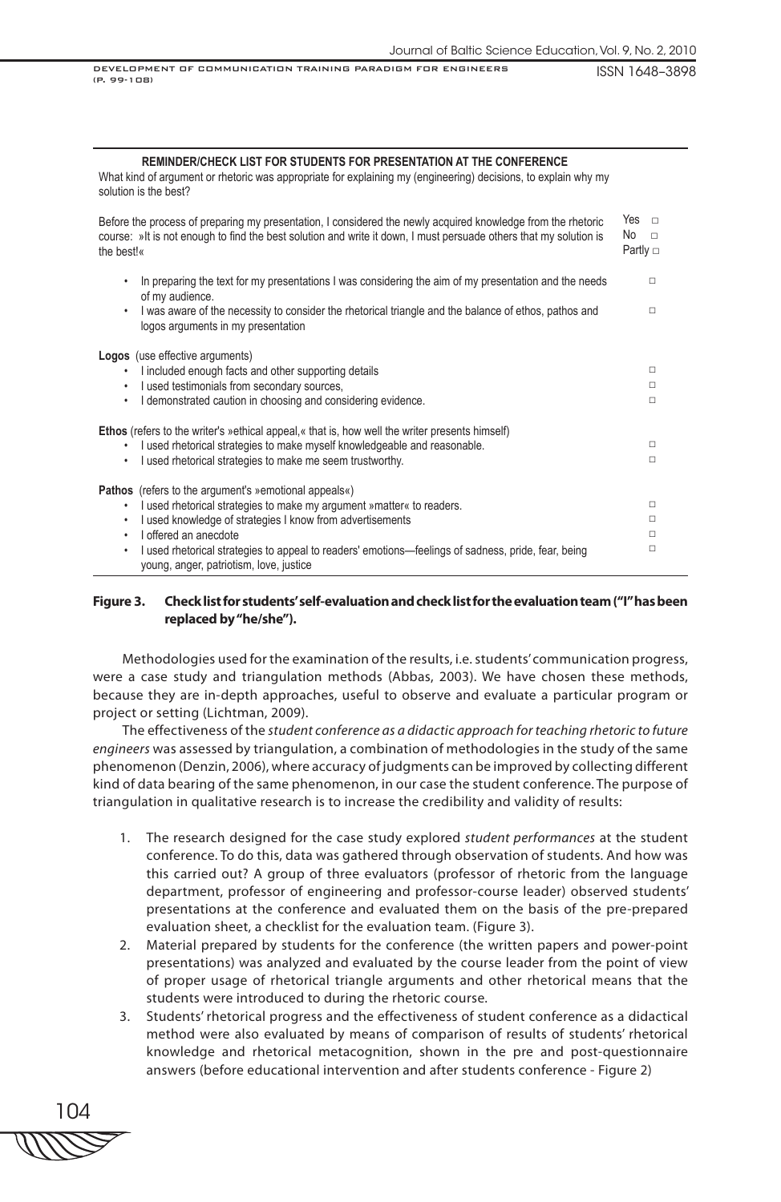**REMINDER/CHECK LIST FOR STUDENTS FOR PRESENTATION AT THE CONFERENCE**

What kind of argument or rhetoric was appropriate for explaining my (engineering) decisions, to explain why my solution is the best?

| | |
|---|---|
| Before the process of preparing my presentation, I considered the newly acquired knowledge from the rhetoric course: »It is not enough to find the best solution and write it down, I must persuade others that my solution is the best!« | Yes □ No □ Partly □ |
| • In preparing the text for my presentations I was considering the aim of my presentation and the needs of my audience. | □ |
| • I was aware of the necessity to consider the rhetorical triangle and the balance of ethos, pathos and logos arguments in my presentation | □ |
| **Logos** (use effective arguments) | |
| • I included enough facts and other supporting details | □ |
| • I used testimonials from secondary sources, | □ |
| • I demonstrated caution in choosing and considering evidence. | □ |
| **Ethos** (refers to the writer's »ethical appeal,« that is, how well the writer presents himself) | |
| • I used rhetorical strategies to make myself knowledgeable and reasonable. | □ |
| • I used rhetorical strategies to make me seem trustworthy. | □ |
| **Pathos** (refers to the argument's »emotional appeals«) | |
| • I used rhetorical strategies to make my argument »matter« to readers. | □ |
| • I used knowledge of strategies I know from advertisements | □ |
| • I offered an anecdote | □ |
| • I used rhetorical strategies to appeal to readers' emotions—feelings of sadness, pride, fear, being young, anger, patriotism, love, justice | □ |

**Figure 3. Check list for students' self-evaluation and check list for the evaluation team ("I" has been replaced by "he/she").**

Methodologies used for the examination of the results, i.e. students' communication progress, were a case study and triangulation methods (Abbas, 2003). We have chosen these methods, because they are in-depth approaches, useful to observe and evaluate a particular program or project or setting (Lichtman, 2009).

The effectiveness of the *student conference as a didactic approach for teaching rhetoric to future engineers* was assessed by triangulation, a combination of methodologies in the study of the same phenomenon (Denzin, 2006), where accuracy of judgments can be improved by collecting different kind of data bearing of the same phenomenon, in our case the student conference. The purpose of triangulation in qualitative research is to increase the credibility and validity of results:

1. The research designed for the case study explored *student performances* at the student conference. To do this, data was gathered through observation of students. And how was this carried out? A group of three evaluators (professor of rhetoric from the language department, professor of engineering and professor-course leader) observed students' presentations at the conference and evaluated them on the basis of the pre-prepared evaluation sheet, a checklist for the evaluation team. (Figure 3).
2. Material prepared by students for the conference (the written papers and power-point presentations) was analyzed and evaluated by the course leader from the point of view of proper usage of rhetorical triangle arguments and other rhetorical means that the students were introduced to during the rhetoric course.
3. Students' rhetorical progress and the effectiveness of student conference as a didactical method were also evaluated by means of comparison of results of students' rhetorical knowledge and rhetorical metacognition, shown in the pre and post-questionnaire answers (before educational intervention and after students conference - Figure 2)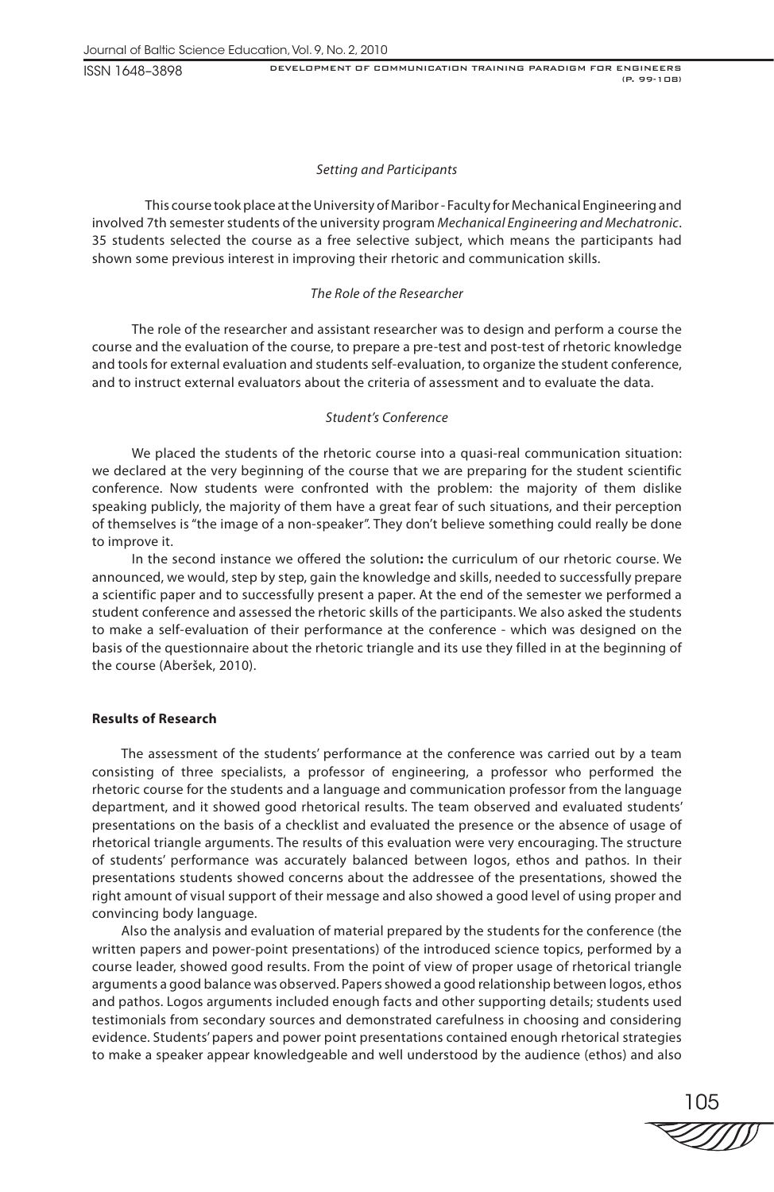*Setting and Participants*

This course took place at the University of Maribor - Faculty for Mechanical Engineering and involved 7th semester students of the university program *Mechanical Engineering and Mechatronic*. 35 students selected the course as a free selective subject, which means the participants had shown some previous interest in improving their rhetoric and communication skills.

*The Role of the Researcher*

The role of the researcher and assistant researcher was to design and perform a course the course and the evaluation of the course, to prepare a pre-test and post-test of rhetoric knowledge and tools for external evaluation and students self-evaluation, to organize the student conference, and to instruct external evaluators about the criteria of assessment and to evaluate the data.

*Student's Conference*

We placed the students of the rhetoric course into a quasi-real communication situation: we declared at the very beginning of the course that we are preparing for the student scientific conference. Now students were confronted with the problem: the majority of them dislike speaking publicly, the majority of them have a great fear of such situations, and their perception of themselves is "the image of a non-speaker". They don't believe something could really be done to improve it.

In the second instance we offered the solution**:** the curriculum of our rhetoric course. We announced, we would, step by step, gain the knowledge and skills, needed to successfully prepare a scientific paper and to successfully present a paper. At the end of the semester we performed a student conference and assessed the rhetoric skills of the participants. We also asked the students to make a self-evaluation of their performance at the conference - which was designed on the basis of the questionnaire about the rhetoric triangle and its use they filled in at the beginning of the course (Aberšek, 2010).

**Results of Research**

The assessment of the students' performance at the conference was carried out by a team consisting of three specialists, a professor of engineering, a professor who performed the rhetoric course for the students and a language and communication professor from the language department, and it showed good rhetorical results. The team observed and evaluated students' presentations on the basis of a checklist and evaluated the presence or the absence of usage of rhetorical triangle arguments. The results of this evaluation were very encouraging. The structure of students' performance was accurately balanced between logos, ethos and pathos. In their presentations students showed concerns about the addressee of the presentations, showed the right amount of visual support of their message and also showed a good level of using proper and convincing body language.

Also the analysis and evaluation of material prepared by the students for the conference (the written papers and power-point presentations) of the introduced science topics, performed by a course leader, showed good results. From the point of view of proper usage of rhetorical triangle arguments a good balance was observed. Papers showed a good relationship between logos, ethos and pathos. Logos arguments included enough facts and other supporting details; students used testimonials from secondary sources and demonstrated carefulness in choosing and considering evidence. Students' papers and power point presentations contained enough rhetorical strategies to make a speaker appear knowledgeable and well understood by the audience (ethos) and also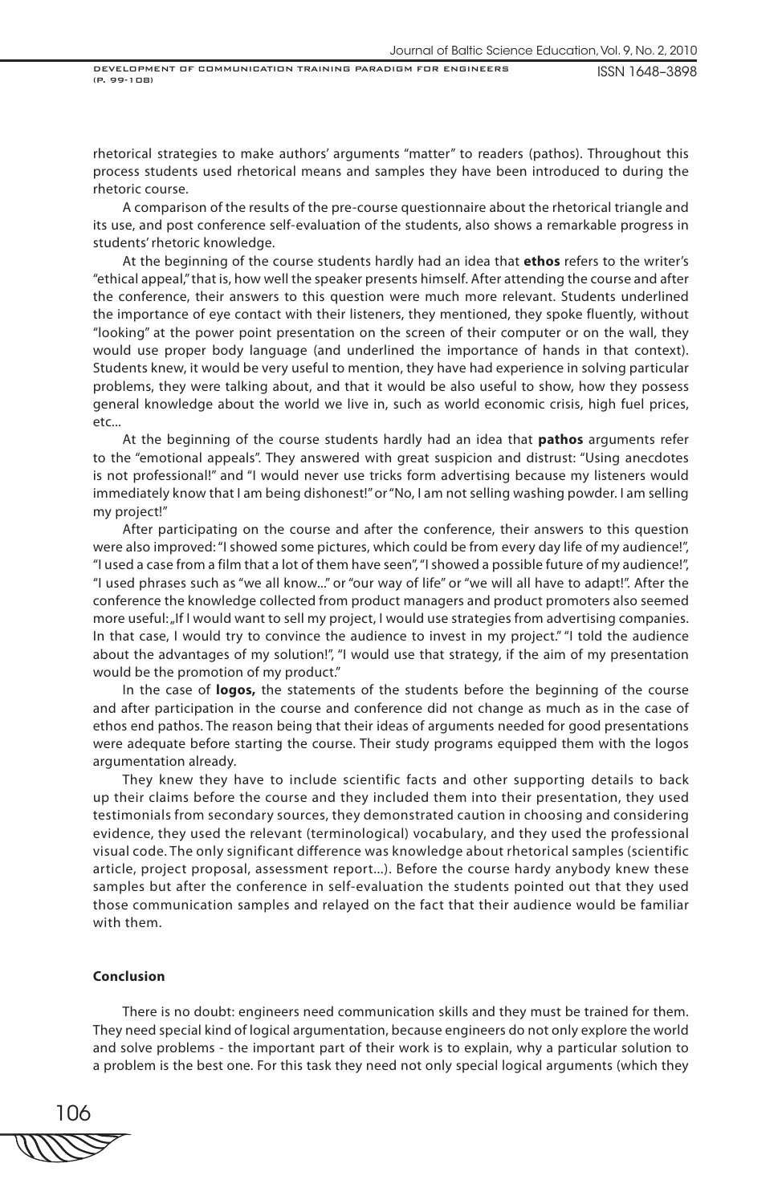rhetorical strategies to make authors' arguments "matter" to readers (pathos). Throughout this process students used rhetorical means and samples they have been introduced to during the rhetoric course.

A comparison of the results of the pre-course questionnaire about the rhetorical triangle and its use, and post conference self-evaluation of the students, also shows a remarkable progress in students' rhetoric knowledge.

At the beginning of the course students hardly had an idea that **ethos** refers to the writer's "ethical appeal," that is, how well the speaker presents himself. After attending the course and after the conference, their answers to this question were much more relevant. Students underlined the importance of eye contact with their listeners, they mentioned, they spoke fluently, without "looking" at the power point presentation on the screen of their computer or on the wall, they would use proper body language (and underlined the importance of hands in that context). Students knew, it would be very useful to mention, they have had experience in solving particular problems, they were talking about, and that it would be also useful to show, how they possess general knowledge about the world we live in, such as world economic crisis, high fuel prices, etc...

At the beginning of the course students hardly had an idea that **pathos** arguments refer to the "emotional appeals". They answered with great suspicion and distrust: "Using anecdotes is not professional!" and "I would never use tricks form advertising because my listeners would immediately know that I am being dishonest!" or "No, I am not selling washing powder. I am selling my project!"

After participating on the course and after the conference, their answers to this question were also improved: "I showed some pictures, which could be from every day life of my audience!", "I used a case from a film that a lot of them have seen", "I showed a possible future of my audience!", "I used phrases such as "we all know..." or "our way of life" or "we will all have to adapt!". After the conference the knowledge collected from product managers and product promoters also seemed more useful: „If I would want to sell my project, I would use strategies from advertising companies. In that case, I would try to convince the audience to invest in my project." "I told the audience about the advantages of my solution!", "I would use that strategy, if the aim of my presentation would be the promotion of my product."

In the case of **logos,** the statements of the students before the beginning of the course and after participation in the course and conference did not change as much as in the case of ethos end pathos. The reason being that their ideas of arguments needed for good presentations were adequate before starting the course. Their study programs equipped them with the logos argumentation already.

They knew they have to include scientific facts and other supporting details to back up their claims before the course and they included them into their presentation, they used testimonials from secondary sources, they demonstrated caution in choosing and considering evidence, they used the relevant (terminological) vocabulary, and they used the professional visual code. The only significant difference was knowledge about rhetorical samples (scientific article, project proposal, assessment report...). Before the course hardy anybody knew these samples but after the conference in self-evaluation the students pointed out that they used those communication samples and relayed on the fact that their audience would be familiar with them.

## Conclusion

There is no doubt: engineers need communication skills and they must be trained for them. They need special kind of logical argumentation, because engineers do not only explore the world and solve problems - the important part of their work is to explain, why a particular solution to a problem is the best one. For this task they need not only special logical arguments (which they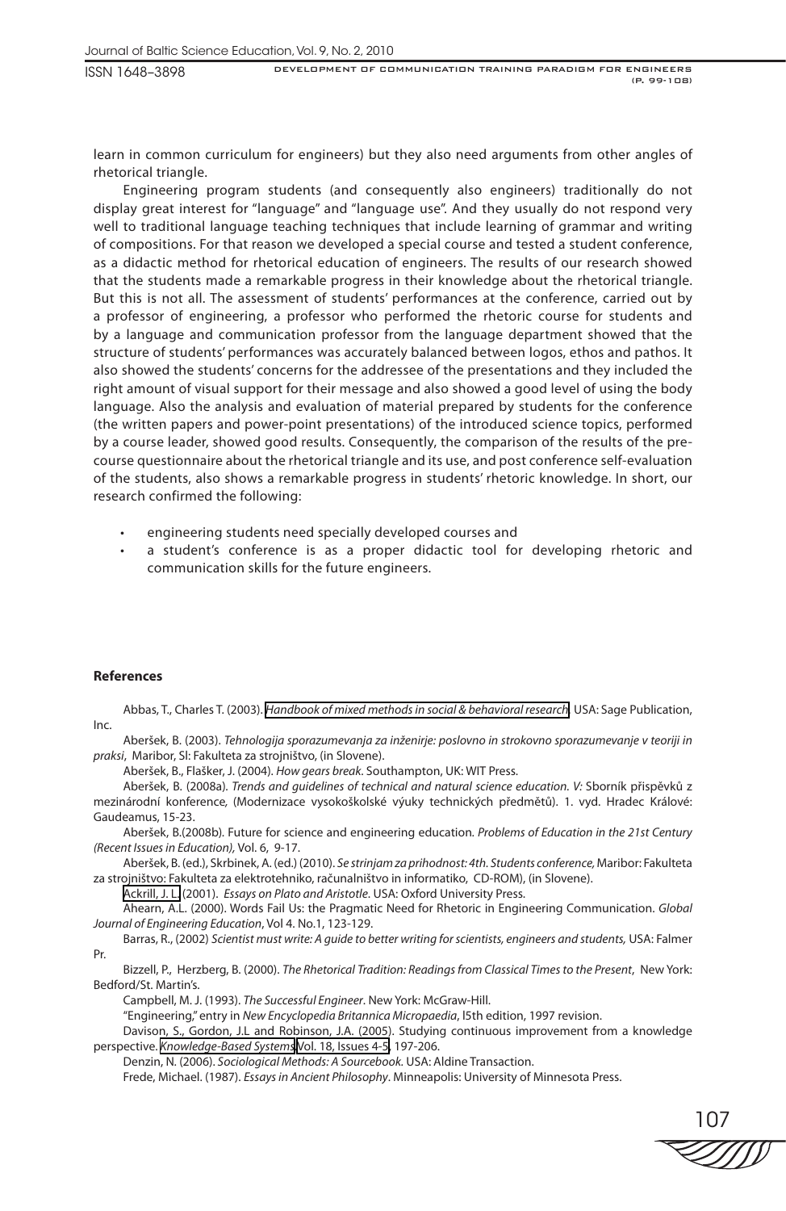learn in common curriculum for engineers) but they also need arguments from other angles of rhetorical triangle.

Engineering program students (and consequently also engineers) traditionally do not display great interest for "language" and "language use". And they usually do not respond very well to traditional language teaching techniques that include learning of grammar and writing of compositions. For that reason we developed a special course and tested a student conference, as a didactic method for rhetorical education of engineers. The results of our research showed that the students made a remarkable progress in their knowledge about the rhetorical triangle. But this is not all. The assessment of students' performances at the conference, carried out by a professor of engineering, a professor who performed the rhetoric course for students and by a language and communication professor from the language department showed that the structure of students' performances was accurately balanced between logos, ethos and pathos. It also showed the students' concerns for the addressee of the presentations and they included the right amount of visual support for their message and also showed a good level of using the body language. Also the analysis and evaluation of material prepared by students for the conference (the written papers and power-point presentations) of the introduced science topics, performed by a course leader, showed good results. Consequently, the comparison of the results of the pre-course questionnaire about the rhetorical triangle and its use, and post conference self-evaluation of the students, also shows a remarkable progress in students' rhetoric knowledge. In short, our research confirmed the following:

- engineering students need specially developed courses and
- a student's conference is as a proper didactic tool for developing rhetoric and communication skills for the future engineers.

## References

Abbas, T., Charles T. (2003). *Handbook of mixed methods in social & behavioral research*. USA: Sage Publication, Inc.

Aberšek, B. (2003). *Tehnologija sporazumevanja za inženirje: poslovno in strokovno sporazumevanje v teoriji in praksi*, Maribor, Sl: Fakulteta za strojništvo, (in Slovene).

Aberšek, B., Flašker, J. (2004). *How gears break*. Southampton, UK: WIT Press.

Aberšek, B. (2008a). *Trends and guidelines of technical and natural science education. V:* Sborník příspěvků z mezinárodní konference, (Modernizace vysokoškolské výuky technických předmětů). 1. vyd. Hradec Králové: Gaudeamus, 15-23.

Aberšek, B.(2008b). Future for science and engineering education. *Problems of Education in the 21st Century (Recent Issues in Education),* Vol. 6, 9-17.

Aberšek, B. (ed.), Skrbinek, A. (ed.) (2010). *Se strinjam za prihodnost: 4th. Students conference,* Maribor: Fakulteta za strojništvo: Fakulteta za elektrotehniko, računalništvo in informatiko, CD-ROM), (in Slovene).

Ackrill, J. L. (2001). *Essays on Plato and Aristotle*. USA: Oxford University Press.

Ahearn, A.L. (2000). Words Fail Us: the Pragmatic Need for Rhetoric in Engineering Communication. *Global Journal of Engineering Education*, Vol 4. No.1, 123-129.

Barras, R., (2002) *Scientist must write: A guide to better writing for scientists, engineers and students,* USA: Falmer Pr.

Bizzell, P., Herzberg, B. (2000). *The Rhetorical Tradition: Readings from Classical Times to the Present*, New York: Bedford/St. Martin's.

Campbell, M. J. (1993). *The Successful Engineer*. New York: McGraw-Hill.

"Engineering," entry in *New Encyclopedia Britannica Micropaedia*, l5th edition, 1997 revision.

Davison, S., Gordon, J.L and Robinson, J.A. (2005). Studying continuous improvement from a knowledge perspective. *Knowledge-Based Systems* Vol. 18, Issues 4-5, 197-206.

Denzin, N. (2006). *Sociological Methods: A Sourcebook*. USA: Aldine Transaction.

Frede, Michael. (1987). *Essays in Ancient Philosophy*. Minneapolis: University of Minnesota Press.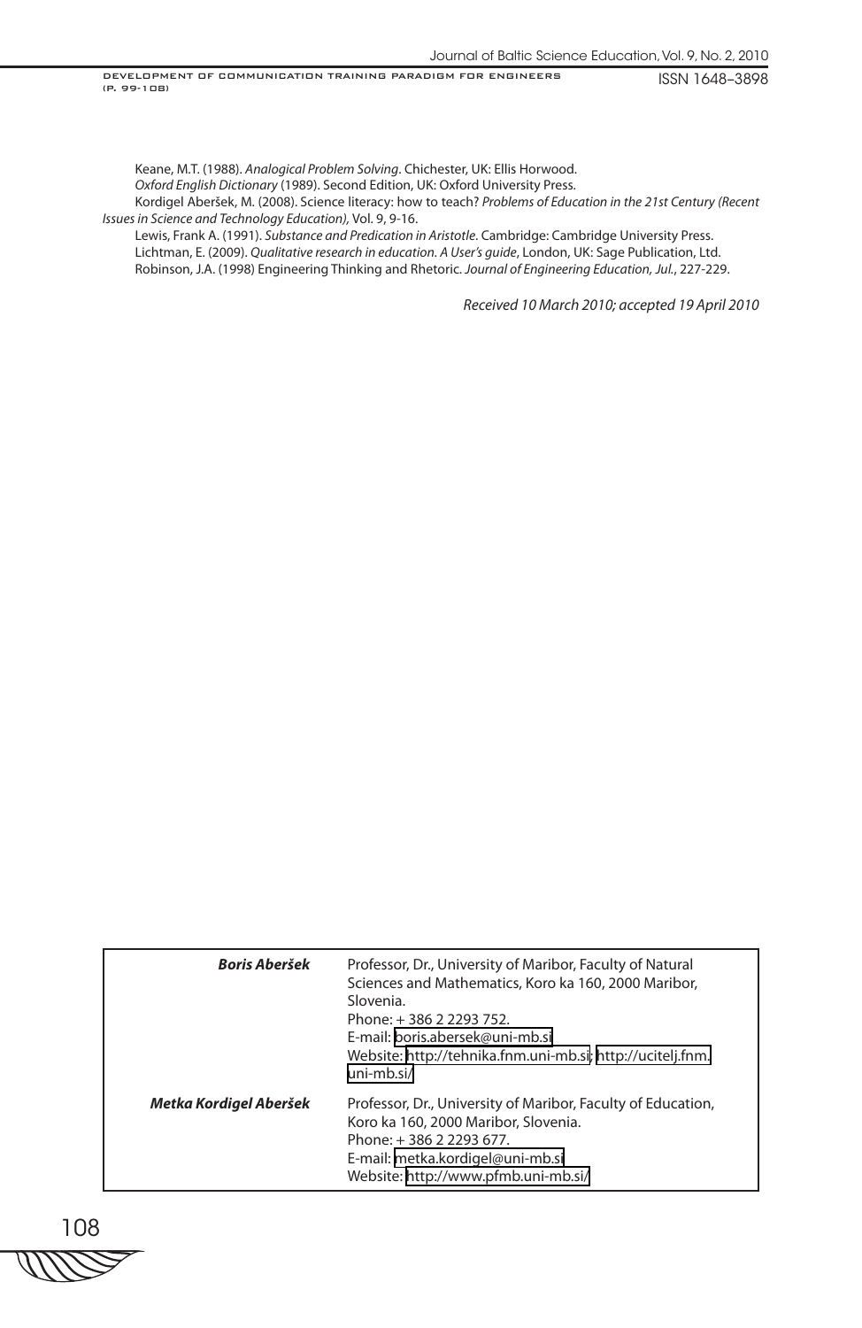Keane, M.T. (1988). *Analogical Problem Solving*. Chichester, UK: Ellis Horwood.

*Oxford English Dictionary* (1989). Second Edition, UK: Oxford University Press.

Kordigel Aberšek, M. (2008). Science literacy: how to teach? *Problems of Education in the 21st Century (Recent Issues in Science and Technology Education),* Vol. 9, 9-16.

Lewis, Frank A. (1991). *Substance and Predication in Aristotle*. Cambridge: Cambridge University Press.

Lichtman, E. (2009). *Qualitative research in education. A User's guide*, London, UK: Sage Publication, Ltd.

Robinson, J.A. (1998) Engineering Thinking and Rhetoric. *Journal of Engineering Education, Jul.*, 227-229.

*Received 10 March 2010; accepted 19 April 2010*

| | |
|---|---|
| ***Boris Aberšek*** | Professor, Dr., University of Maribor, Faculty of Natural Sciences and Mathematics, Koro ka 160, 2000 Maribor, Slovenia.<br>Phone: + 386 2 2293 752.<br>E-mail: boris.abersek@uni-mb.si<br>Website: http://tehnika.fnm.uni-mb.si; http://ucitelj.fnm.uni-mb.si/ |
| ***Metka Kordigel Aberšek*** | Professor, Dr., University of Maribor, Faculty of Education, Koro ka 160, 2000 Maribor, Slovenia.<br>Phone: + 386 2 2293 677.<br>E-mail: metka.kordigel@uni-mb.si<br>Website: http://www.pfmb.uni-mb.si/ |